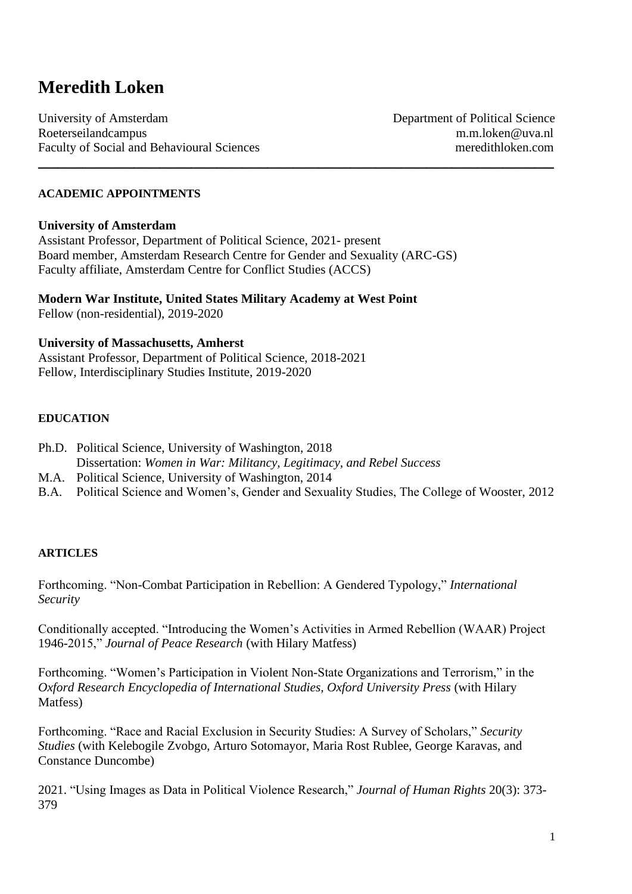# Meredith Loken

University of Amsterdam  
Roeterseilandcampus  
Faculty of Social and Behavioural Sciences

Department of Political Science  
m.m.loken@uva.nl  
meredithloken.com

---

## ACADEMIC APPOINTMENTS

**University of Amsterdam**  
Assistant Professor, Department of Political Science, 2021- present  
Board member, Amsterdam Research Centre for Gender and Sexuality (ARC-GS)  
Faculty affiliate, Amsterdam Centre for Conflict Studies (ACCS)

**Modern War Institute, United States Military Academy at West Point**  
Fellow (non-residential), 2019-2020

**University of Massachusetts, Amherst**  
Assistant Professor, Department of Political Science, 2018-2021  
Fellow, Interdisciplinary Studies Institute, 2019-2020

## EDUCATION

Ph.D. Political Science, University of Washington, 2018  
Dissertation: *Women in War: Militancy, Legitimacy, and Rebel Success*  
M.A. Political Science, University of Washington, 2014  
B.A. Political Science and Women's, Gender and Sexuality Studies, The College of Wooster, 2012

## ARTICLES

Forthcoming. "Non-Combat Participation in Rebellion: A Gendered Typology," *International Security*

Conditionally accepted. "Introducing the Women's Activities in Armed Rebellion (WAAR) Project 1946-2015," *Journal of Peace Research* (with Hilary Matfess)

Forthcoming. "Women's Participation in Violent Non-State Organizations and Terrorism," in the *Oxford Research Encyclopedia of International Studies, Oxford University Press* (with Hilary Matfess)

Forthcoming. "Race and Racial Exclusion in Security Studies: A Survey of Scholars," *Security Studies* (with Kelebogile Zvobgo, Arturo Sotomayor, Maria Rost Rublee, George Karavas, and Constance Duncombe)

2021. "Using Images as Data in Political Violence Research," *Journal of Human Rights* 20(3): 373-379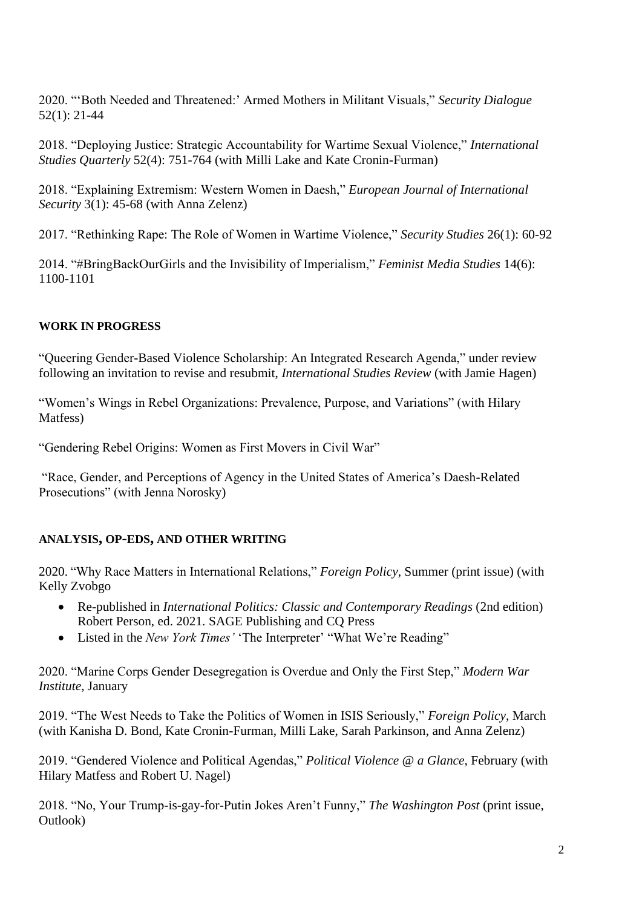2020. "'Both Needed and Threatened:' Armed Mothers in Militant Visuals," *Security Dialogue* 52(1): 21-44

2018. "Deploying Justice: Strategic Accountability for Wartime Sexual Violence," *International Studies Quarterly* 52(4): 751-764 (with Milli Lake and Kate Cronin-Furman)

2018. "Explaining Extremism: Western Women in Daesh," *European Journal of International Security* 3(1): 45-68 (with Anna Zelenz)

2017. "Rethinking Rape: The Role of Women in Wartime Violence," *Security Studies* 26(1): 60-92

2014. "#BringBackOurGirls and the Invisibility of Imperialism," *Feminist Media Studies* 14(6): 1100-1101

**WORK IN PROGRESS**

"Queering Gender-Based Violence Scholarship: An Integrated Research Agenda," under review following an invitation to revise and resubmit, *International Studies Review* (with Jamie Hagen)

"Women's Wings in Rebel Organizations: Prevalence, Purpose, and Variations" (with Hilary Matfess)

"Gendering Rebel Origins: Women as First Movers in Civil War"

"Race, Gender, and Perceptions of Agency in the United States of America's Daesh-Related Prosecutions" (with Jenna Norosky)

**ANALYSIS, OP-EDS, AND OTHER WRITING**

2020. "Why Race Matters in International Relations," *Foreign Policy*, Summer (print issue) (with Kelly Zvobgo

- Re-published in *International Politics: Classic and Contemporary Readings* (2nd edition) Robert Person, ed. 2021. SAGE Publishing and CQ Press
- Listed in the *New York Times'* 'The Interpreter' "What We're Reading"

2020. "Marine Corps Gender Desegregation is Overdue and Only the First Step," *Modern War Institute,* January

2019. "The West Needs to Take the Politics of Women in ISIS Seriously," *Foreign Policy*, March (with Kanisha D. Bond, Kate Cronin-Furman, Milli Lake, Sarah Parkinson, and Anna Zelenz)

2019. "Gendered Violence and Political Agendas," *Political Violence @ a Glance*, February (with Hilary Matfess and Robert U. Nagel)

2018. "No, Your Trump-is-gay-for-Putin Jokes Aren't Funny," *The Washington Post* (print issue, Outlook)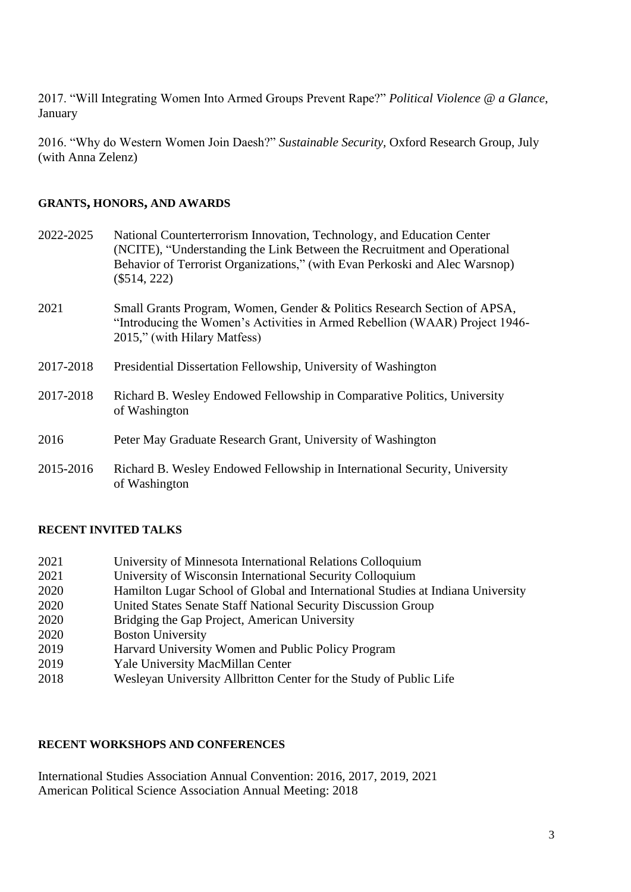2017. "Will Integrating Women Into Armed Groups Prevent Rape?" *Political Violence @ a Glance*, January

2016. "Why do Western Women Join Daesh?" *Sustainable Security,* Oxford Research Group, July (with Anna Zelenz)

**GRANTS, HONORS, AND AWARDS**

2022-2025 National Counterterrorism Innovation, Technology, and Education Center (NCITE), "Understanding the Link Between the Recruitment and Operational Behavior of Terrorist Organizations," (with Evan Perkoski and Alec Warsnop) ($514, 222)

2021 Small Grants Program, Women, Gender & Politics Research Section of APSA, "Introducing the Women's Activities in Armed Rebellion (WAAR) Project 1946-2015," (with Hilary Matfess)

2017-2018 Presidential Dissertation Fellowship, University of Washington

2017-2018 Richard B. Wesley Endowed Fellowship in Comparative Politics, University of Washington

2016 Peter May Graduate Research Grant, University of Washington

2015-2016 Richard B. Wesley Endowed Fellowship in International Security, University of Washington

**RECENT INVITED TALKS**

2021 University of Minnesota International Relations Colloquium
2021 University of Wisconsin International Security Colloquium
2020 Hamilton Lugar School of Global and International Studies at Indiana University
2020 United States Senate Staff National Security Discussion Group
2020 Bridging the Gap Project, American University
2020 Boston University
2019 Harvard University Women and Public Policy Program
2019 Yale University MacMillan Center
2018 Wesleyan University Allbritton Center for the Study of Public Life

**RECENT WORKSHOPS AND CONFERENCES**

International Studies Association Annual Convention: 2016, 2017, 2019, 2021
American Political Science Association Annual Meeting: 2018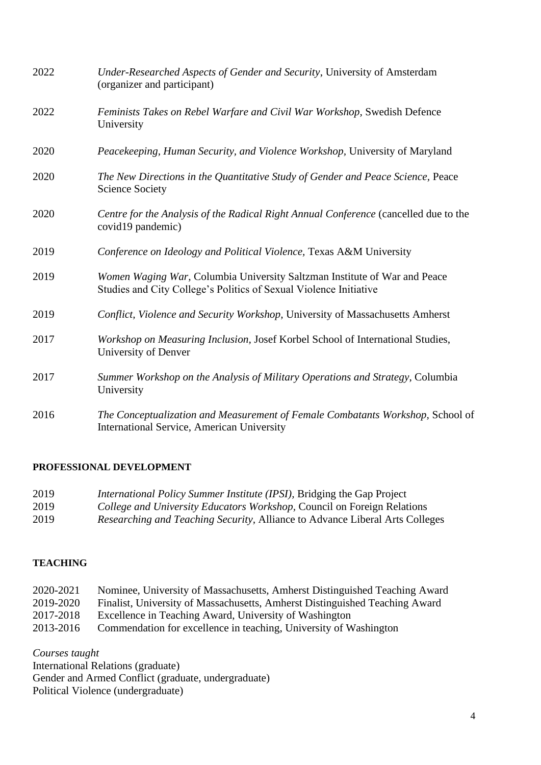2022 *Under-Researched Aspects of Gender and Security*, University of Amsterdam (organizer and participant)

2022 *Feminists Takes on Rebel Warfare and Civil War Workshop,* Swedish Defence University

2020 *Peacekeeping, Human Security, and Violence Workshop*, University of Maryland

2020 *The New Directions in the Quantitative Study of Gender and Peace Science,* Peace Science Society

2020 *Centre for the Analysis of the Radical Right Annual Conference* (cancelled due to the covid19 pandemic)

2019 *Conference on Ideology and Political Violence,* Texas A&M University

2019 *Women Waging War,* Columbia University Saltzman Institute of War and Peace Studies and City College's Politics of Sexual Violence Initiative

2019 *Conflict, Violence and Security Workshop,* University of Massachusetts Amherst

2017 *Workshop on Measuring Inclusion,* Josef Korbel School of International Studies, University of Denver

2017 *Summer Workshop on the Analysis of Military Operations and Strategy*, Columbia University

2016 *The Conceptualization and Measurement of Female Combatants Workshop,* School of International Service, American University

**PROFESSIONAL DEVELOPMENT**

2019 *International Policy Summer Institute (IPSI),* Bridging the Gap Project
2019 *College and University Educators Workshop,* Council on Foreign Relations
2019 *Researching and Teaching Security,* Alliance to Advance Liberal Arts Colleges

**TEACHING**

2020-2021 Nominee, University of Massachusetts, Amherst Distinguished Teaching Award
2019-2020 Finalist, University of Massachusetts, Amherst Distinguished Teaching Award
2017-2018 Excellence in Teaching Award, University of Washington
2013-2016 Commendation for excellence in teaching, University of Washington

*Courses taught*
International Relations (graduate)
Gender and Armed Conflict (graduate, undergraduate)
Political Violence (undergraduate)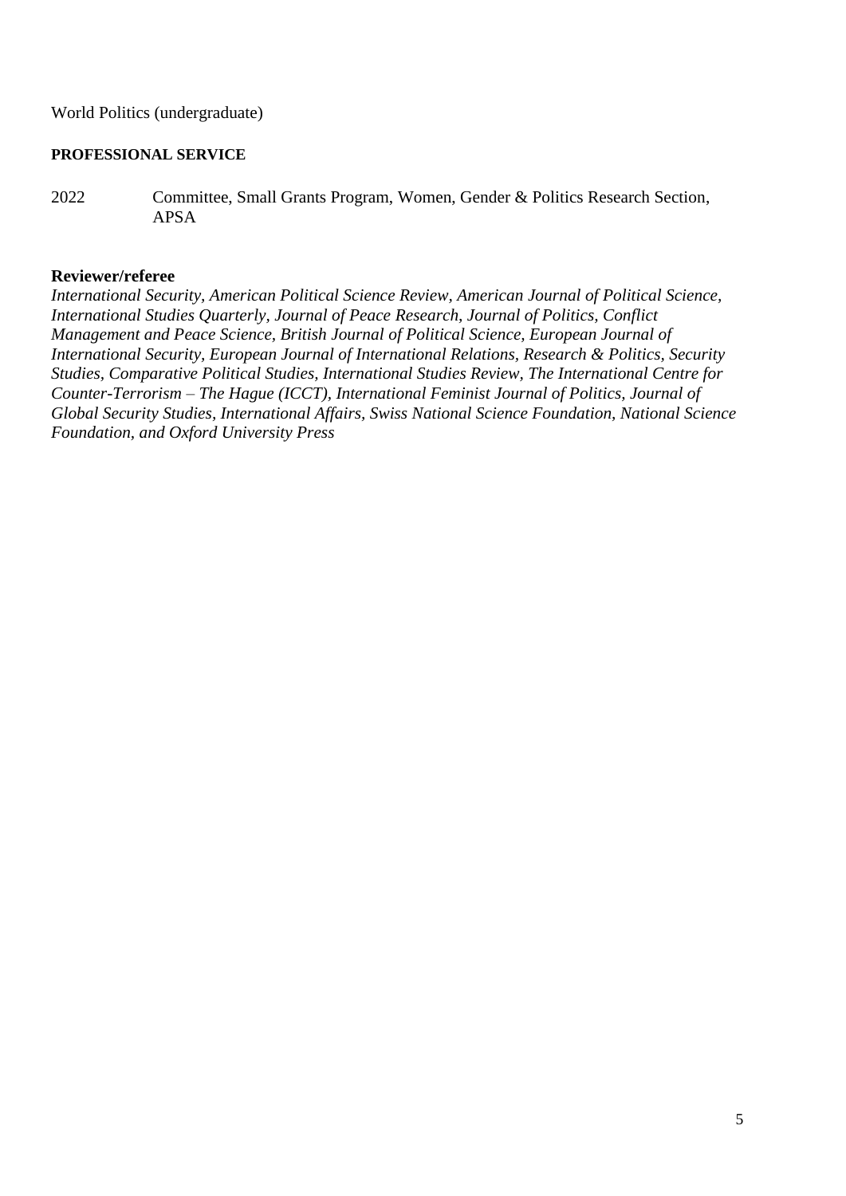World Politics (undergraduate)

**PROFESSIONAL SERVICE**

2022 Committee, Small Grants Program, Women, Gender & Politics Research Section, APSA

**Reviewer/referee**

*International Security, American Political Science Review, American Journal of Political Science, International Studies Quarterly, Journal of Peace Research, Journal of Politics, Conflict Management and Peace Science, British Journal of Political Science, European Journal of International Security, European Journal of International Relations, Research & Politics, Security Studies, Comparative Political Studies, International Studies Review, The International Centre for Counter-Terrorism – The Hague (ICCT), International Feminist Journal of Politics, Journal of Global Security Studies, International Affairs, Swiss National Science Foundation, National Science Foundation, and Oxford University Press*